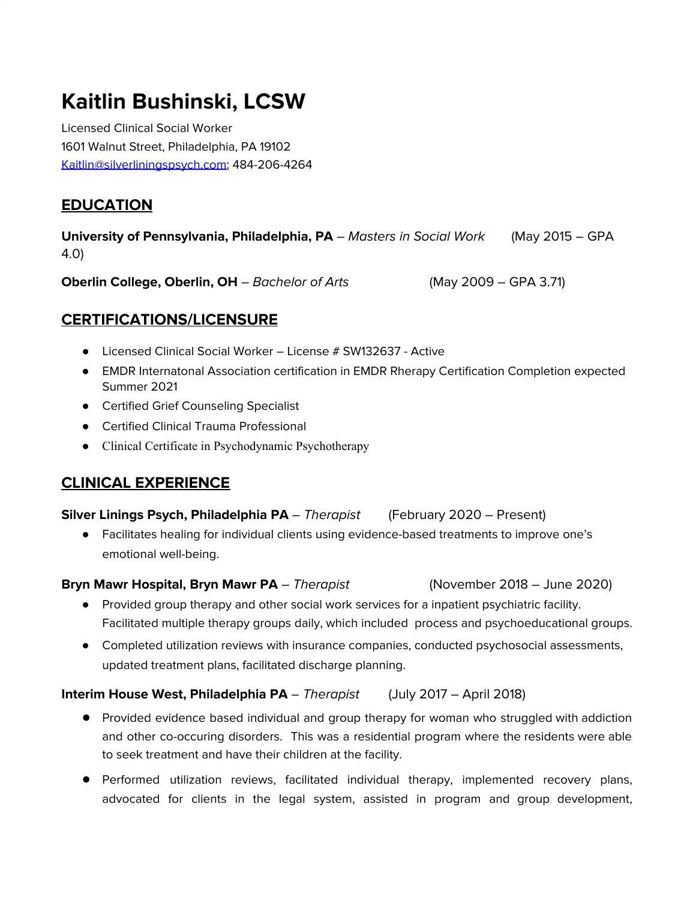# Kaitlin Bushinski, LCSW

Licensed Clinical Social Worker
1601 Walnut Street, Philadelphia, PA 19102
Kaitlin@silverliningspsych.com; 484-206-4264

## EDUCATION

**University of Pennsylvania, Philadelphia, PA** – *Masters in Social Work* (May 2015 – GPA 4.0)

**Oberlin College, Oberlin, OH** – *Bachelor of Arts* (May 2009 – GPA 3.71)

## CERTIFICATIONS/LICENSURE

- Licensed Clinical Social Worker – License # SW132637 - Active
- EMDR Internatonal Association certification in EMDR Rherapy Certification Completion expected Summer 2021
- Certified Grief Counseling Specialist
- Certified Clinical Trauma Professional
- Clinical Certificate in Psychodynamic Psychotherapy

## CLINICAL EXPERIENCE

**Silver Linings Psych, Philadelphia PA** – *Therapist* (February 2020 – Present)

- Facilitates healing for individual clients using evidence-based treatments to improve one's emotional well-being.

**Bryn Mawr Hospital, Bryn Mawr PA** – *Therapist* (November 2018 – June 2020)

- Provided group therapy and other social work services for a inpatient psychiatric facility. Facilitated multiple therapy groups daily, which included process and psychoeducational groups.
- Completed utilization reviews with insurance companies, conducted psychosocial assessments, updated treatment plans, facilitated discharge planning.

**Interim House West, Philadelphia PA** – *Therapist* (July 2017 – April 2018)

- Provided evidence based individual and group therapy for woman who struggled with addiction and other co-occuring disorders. This was a residential program where the residents were able to seek treatment and have their children at the facility.
- Performed utilization reviews, facilitated individual therapy, implemented recovery plans, advocated for clients in the legal system, assisted in program and group development,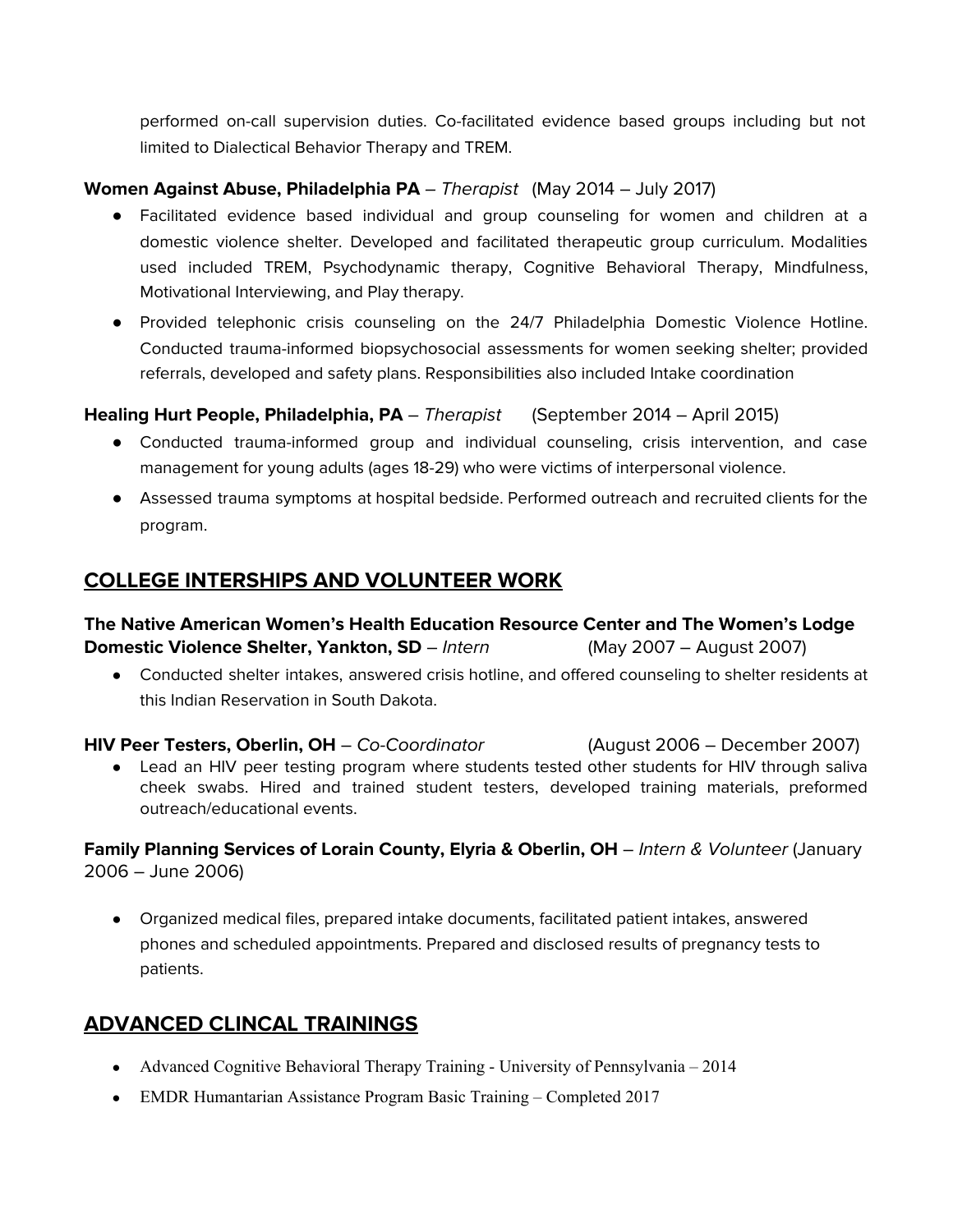performed on-call supervision duties. Co-facilitated evidence based groups including but not limited to Dialectical Behavior Therapy and TREM.

**Women Against Abuse, Philadelphia PA** – *Therapist* (May 2014 – July 2017)

- Facilitated evidence based individual and group counseling for women and children at a domestic violence shelter. Developed and facilitated therapeutic group curriculum. Modalities used included TREM, Psychodynamic therapy, Cognitive Behavioral Therapy, Mindfulness, Motivational Interviewing, and Play therapy.
- Provided telephonic crisis counseling on the 24/7 Philadelphia Domestic Violence Hotline. Conducted trauma-informed biopsychosocial assessments for women seeking shelter; provided referrals, developed and safety plans. Responsibilities also included Intake coordination

**Healing Hurt People, Philadelphia, PA** – *Therapist* (September 2014 – April 2015)

- Conducted trauma-informed group and individual counseling, crisis intervention, and case management for young adults (ages 18-29) who were victims of interpersonal violence.
- Assessed trauma symptoms at hospital bedside. Performed outreach and recruited clients for the program.

## COLLEGE INTERSHIPS AND VOLUNTEER WORK

**The Native American Women's Health Education Resource Center and The Women's Lodge Domestic Violence Shelter, Yankton, SD** – *Intern* (May 2007 – August 2007)

- Conducted shelter intakes, answered crisis hotline, and offered counseling to shelter residents at this Indian Reservation in South Dakota.

**HIV Peer Testers, Oberlin, OH** – *Co-Coordinator* (August 2006 – December 2007)

- Lead an HIV peer testing program where students tested other students for HIV through saliva cheek swabs. Hired and trained student testers, developed training materials, preformed outreach/educational events.

**Family Planning Services of Lorain County, Elyria & Oberlin, OH** – *Intern & Volunteer* (January 2006 – June 2006)

- Organized medical files, prepared intake documents, facilitated patient intakes, answered phones and scheduled appointments. Prepared and disclosed results of pregnancy tests to patients.

## ADVANCED CLINCAL TRAININGS

- Advanced Cognitive Behavioral Therapy Training - University of Pennsylvania – 2014
- EMDR Humantarian Assistance Program Basic Training – Completed 2017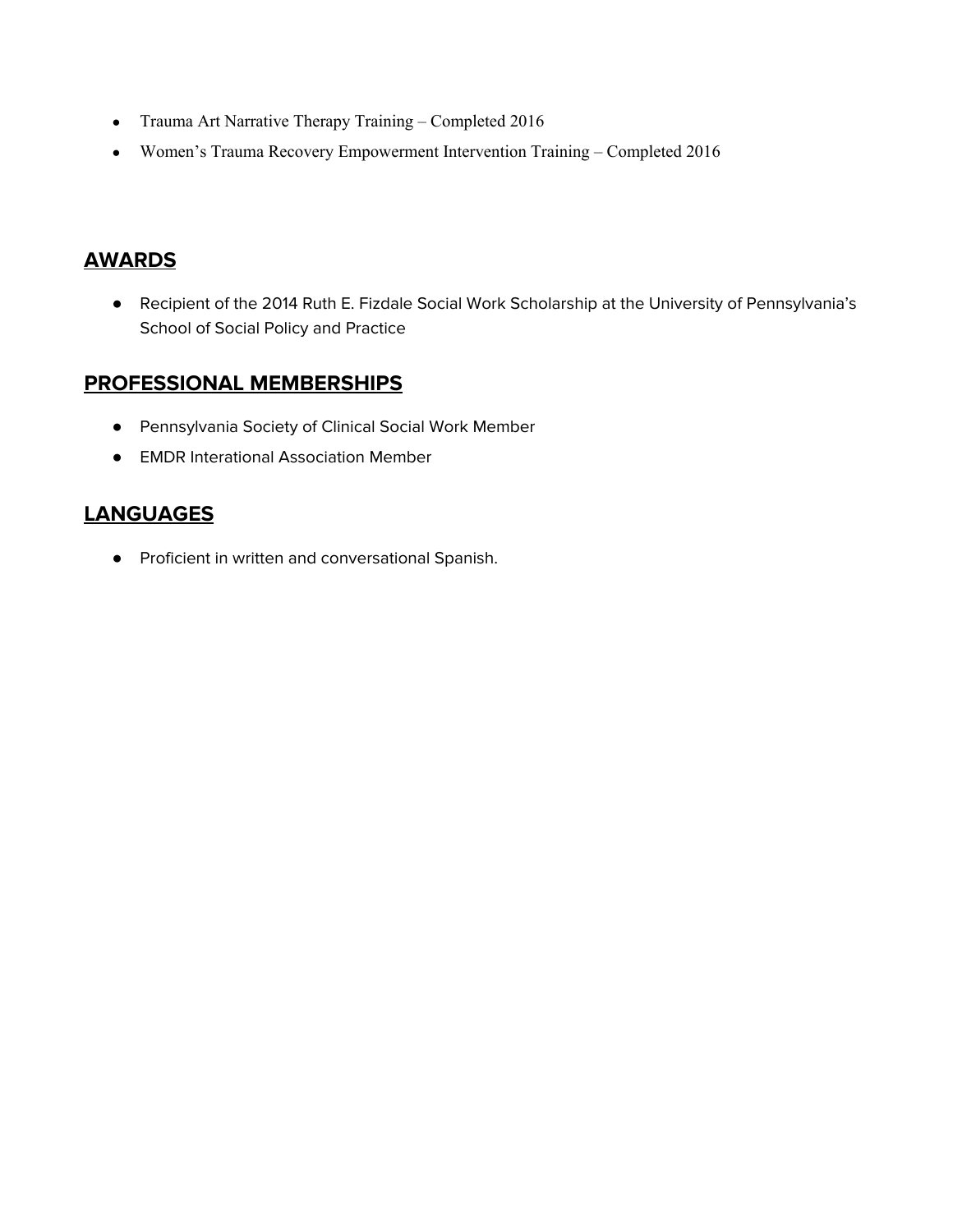- Trauma Art Narrative Therapy Training – Completed 2016
- Women's Trauma Recovery Empowerment Intervention Training – Completed 2016

## AWARDS

- Recipient of the 2014 Ruth E. Fizdale Social Work Scholarship at the University of Pennsylvania's School of Social Policy and Practice

## PROFESSIONAL MEMBERSHIPS

- Pennsylvania Society of Clinical Social Work Member
- EMDR Interational Association Member

## LANGUAGES

- Proficient in written and conversational Spanish.